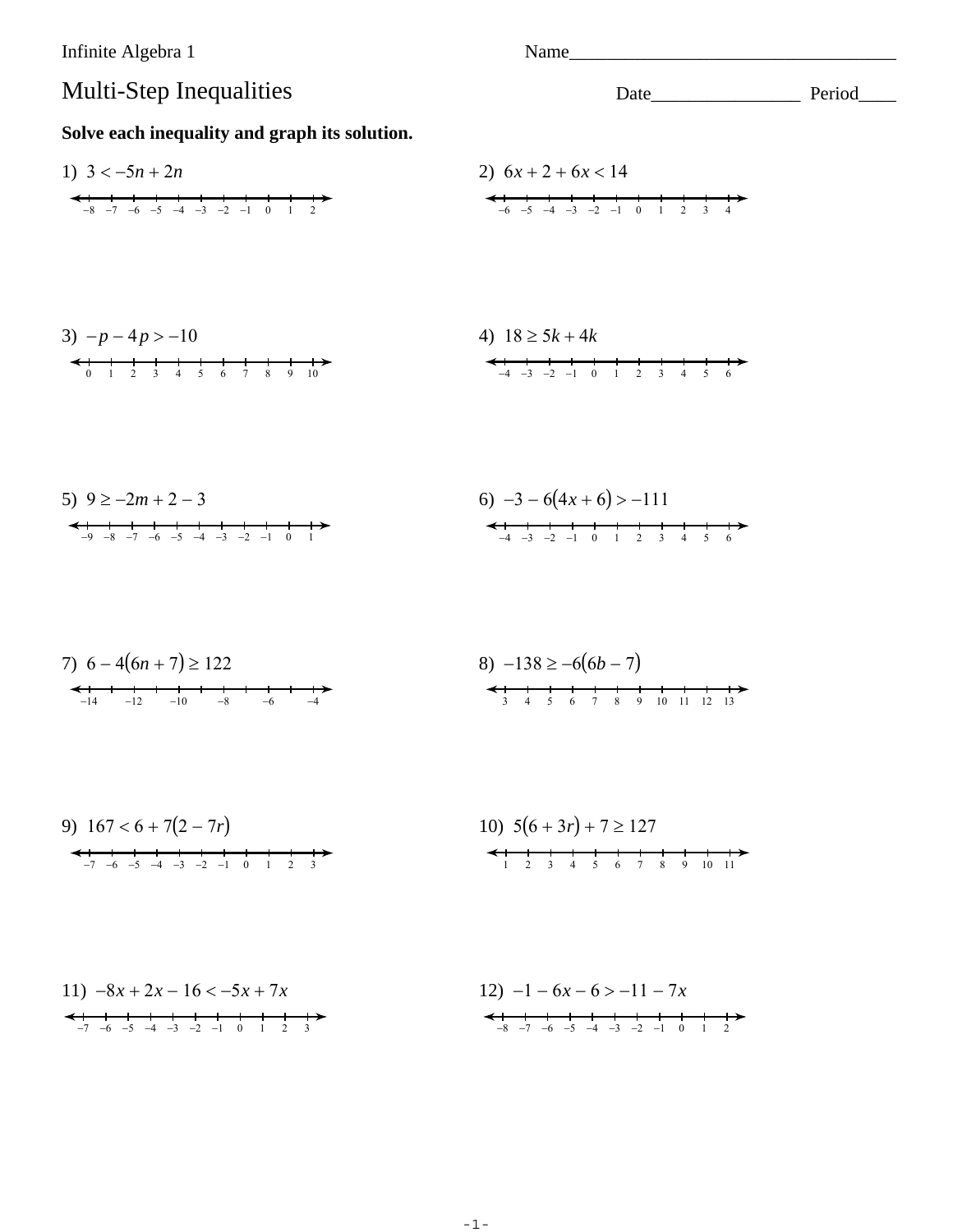Infinite Algebra 1

Name___________________________________

# Multi-Step Inequalities

Date________________ Period____

**Solve each inequality and graph its solution.**

1) $3 < -5n + 2n$

2) $6x + 2 + 6x < 14$

3) $-p - 4p > -10$

4) $18 \geq 5k + 4k$

5) $9 \geq -2m + 2 - 3$

6) $-3 - 6(4x + 6) > -111$

7) $6 - 4(6n + 7) \geq 122$

8) $-138 \geq -6(6b - 7)$

9) $167 < 6 + 7(2 - 7r)$

10) $5(6 + 3r) + 7 \geq 127$

11) $-8x + 2x - 16 < -5x + 7x$

12) $-1 - 6x - 6 > -11 - 7x$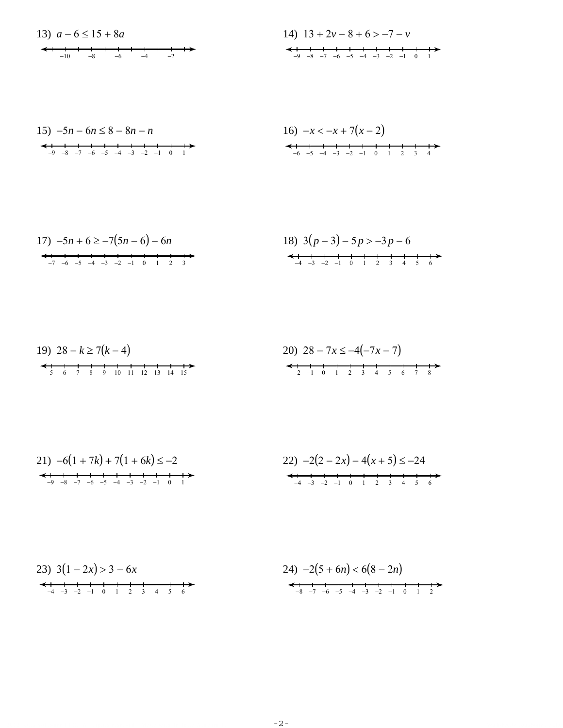13) $a - 6 \leq 15 + 8a$

14) $13 + 2v - 8 + 6 > -7 - v$

15) $-5n - 6n \leq 8 - 8n - n$

16) $-x < -x + 7(x - 2)$

17) $-5n + 6 \geq -7(5n - 6) - 6n$

18) $3(p - 3) - 5p > -3p - 6$

19) $28 - k \geq 7(k - 4)$

20) $28 - 7x \leq -4(-7x - 7)$

21) $-6(1 + 7k) + 7(1 + 6k) \leq -2$

22) $-2(2 - 2x) - 4(x + 5) \leq -24$

23) $3(1 - 2x) > 3 - 6x$

24) $-2(5 + 6n) < 6(8 - 2n)$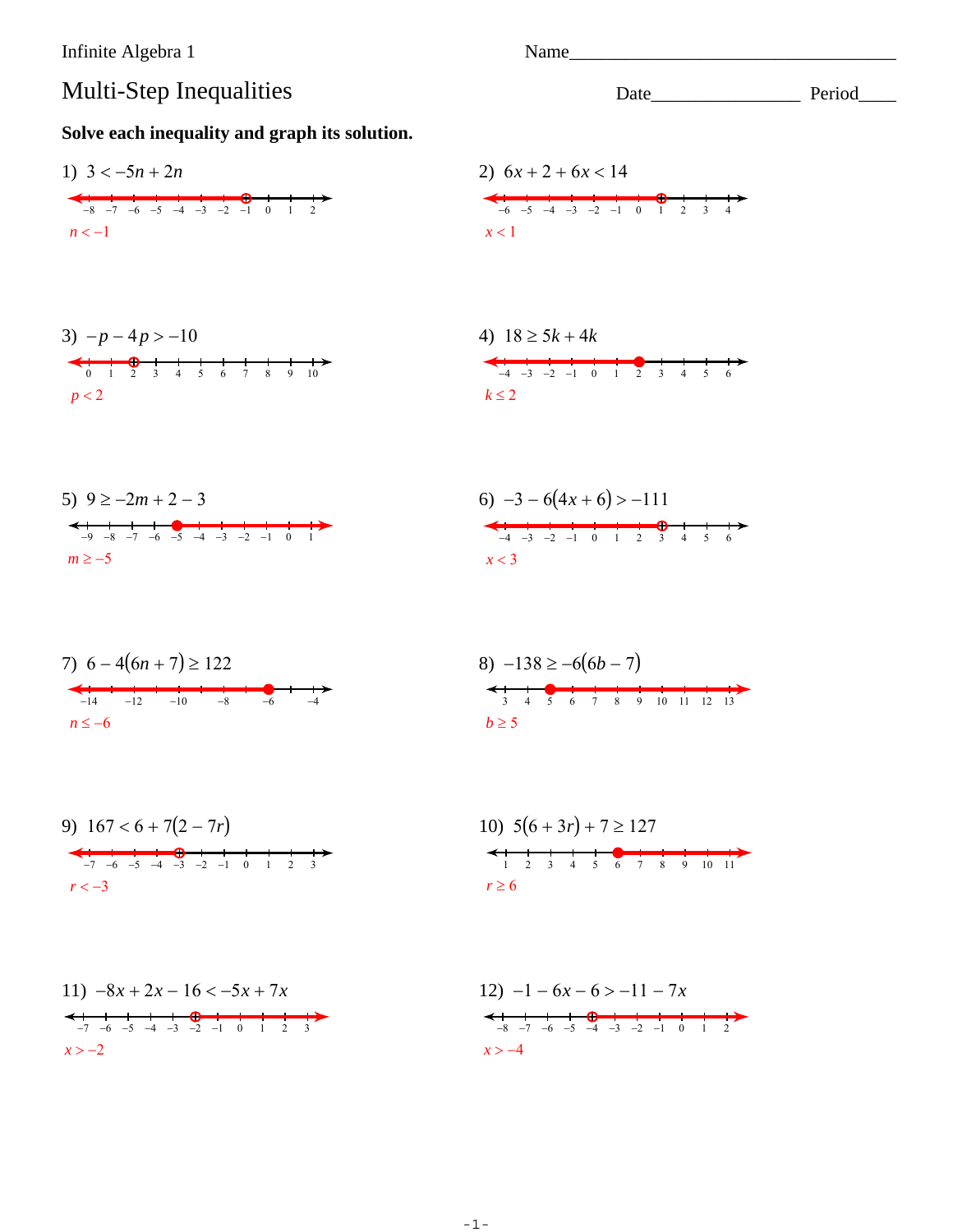Infinite Algebra 1

Name\_\_\_\_\_\_\_\_\_\_\_\_\_\_\_\_\_\_\_\_\_\_\_\_\_\_\_\_\_\_\_\_\_\_\_\_

# Multi-Step Inequalities

Date\_\_\_\_\_\_\_\_\_\_\_\_\_\_\_\_ Period\_\_\_\_

**Solve each inequality and graph its solution.**

1) $3 < -5n + 2n$

$n < -1$

2) $6x + 2 + 6x < 14$

$x < 1$

3) $-p - 4p > -10$

$p < 2$

4) $18 \geq 5k + 4k$

$k \leq 2$

5) $9 \geq -2m + 2 - 3$

$m \geq -5$

6) $-3 - 6(4x + 6) > -111$

$x < 3$

7) $6 - 4(6n + 7) \geq 122$

$n \leq -6$

8) $-138 \geq -6(6b - 7)$

$b \geq 5$

9) $167 < 6 + 7(2 - 7r)$

$r < -3$

10) $5(6 + 3r) + 7 \geq 127$

$r \geq 6$

11) $-8x + 2x - 16 < -5x + 7x$

$x > -2$

12) $-1 - 6x - 6 > -11 - 7x$

$x > -4$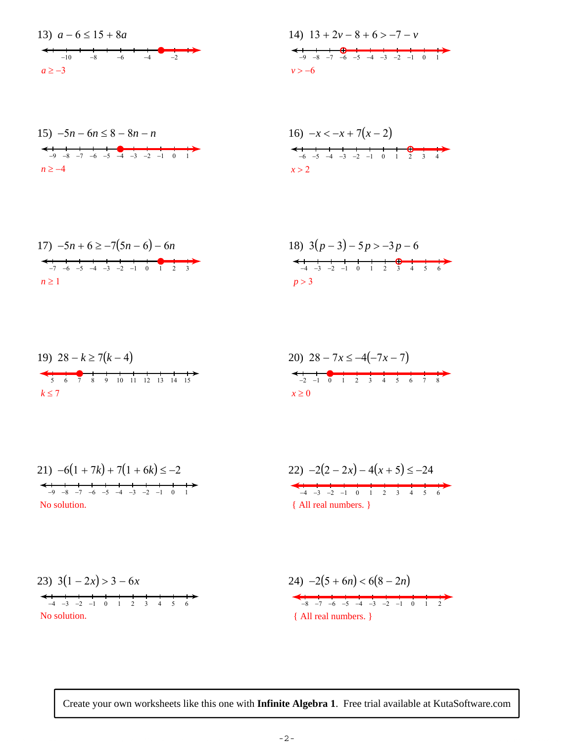13) $a - 6 \le 15 + 8a$

−10 −8 −6 −4 −2

$a \ge -3$

14) $13 + 2v - 8 + 6 > -7 - v$

−9 −8 −7 −6 −5 −4 −3 −2 −1 0 1

$v > -6$

15) $-5n - 6n \le 8 - 8n - n$

−9 −8 −7 −6 −5 −4 −3 −2 −1 0 1

$n \ge -4$

16) $-x < -x + 7(x - 2)$

−6 −5 −4 −3 −2 −1 0 1 2 3 4

$x > 2$

17) $-5n + 6 \ge -7(5n - 6) - 6n$

−7 −6 −5 −4 −3 −2 −1 0 1 2 3

$n \ge 1$

18) $3(p - 3) - 5p > -3p - 6$

−4 −3 −2 −1 0 1 2 3 4 5 6

$p > 3$

19) $28 - k \ge 7(k - 4)$

5 6 7 8 9 10 11 12 13 14 15

$k \le 7$

20) $28 - 7x \le -4(-7x - 7)$

−2 −1 0 1 2 3 4 5 6 7 8

$x \ge 0$

21) $-6(1 + 7k) + 7(1 + 6k) \le -2$

−9 −8 −7 −6 −5 −4 −3 −2 −1 0 1

No solution.

22) $-2(2 - 2x) - 4(x + 5) \le -24$

−4 −3 −2 −1 0 1 2 3 4 5 6

{ All real numbers. }

23) $3(1 - 2x) > 3 - 6x$

−4 −3 −2 −1 0 1 2 3 4 5 6

No solution.

24) $-2(5 + 6n) < 6(8 - 2n)$

−8 −7 −6 −5 −4 −3 −2 −1 0 1 2

{ All real numbers. }

Create your own worksheets like this one with **Infinite Algebra 1**. Free trial available at KutaSoftware.com